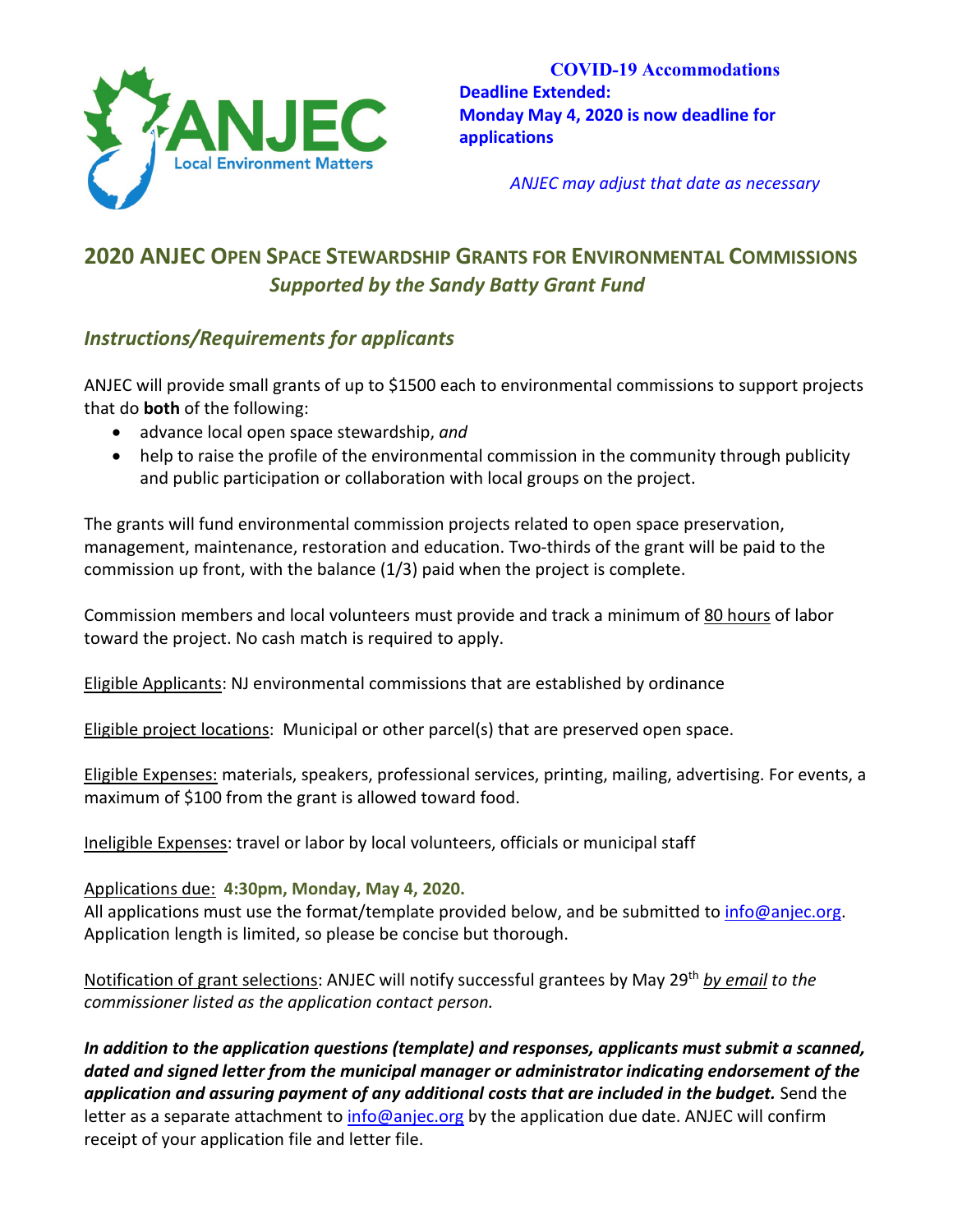**COVID-19 Accommodations**

**Deadline Extended:**
**Monday May 4, 2020 is now deadline for applications**

*ANJEC may adjust that date as necessary*

## 2020 ANJEC Open Space Stewardship Grants for Environmental Commissions

### *Supported by the Sandy Batty Grant Fund*

### *Instructions/Requirements for applicants*

ANJEC will provide small grants of up to $1500 each to environmental commissions to support projects that do **both** of the following:

- advance local open space stewardship, *and*
- help to raise the profile of the environmental commission in the community through publicity and public participation or collaboration with local groups on the project.

The grants will fund environmental commission projects related to open space preservation, management, maintenance, restoration and education. Two-thirds of the grant will be paid to the commission up front, with the balance (1/3) paid when the project is complete.

Commission members and local volunteers must provide and track a minimum of 80 hours of labor toward the project. No cash match is required to apply.

Eligible Applicants: NJ environmental commissions that are established by ordinance

Eligible project locations: Municipal or other parcel(s) that are preserved open space.

Eligible Expenses: materials, speakers, professional services, printing, mailing, advertising. For events, a maximum of $100 from the grant is allowed toward food.

Ineligible Expenses: travel or labor by local volunteers, officials or municipal staff

Applications due: **4:30pm, Monday, May 4, 2020.**
All applications must use the format/template provided below, and be submitted to info@anjec.org. Application length is limited, so please be concise but thorough.

Notification of grant selections: ANJEC will notify successful grantees by May 29th *by email to the commissioner listed as the application contact person.*

***In addition to the application questions (template) and responses, applicants must submit a scanned, dated and signed letter from the municipal manager or administrator indicating endorsement of the application and assuring payment of any additional costs that are included in the budget.*** Send the letter as a separate attachment to info@anjec.org by the application due date. ANJEC will confirm receipt of your application file and letter file.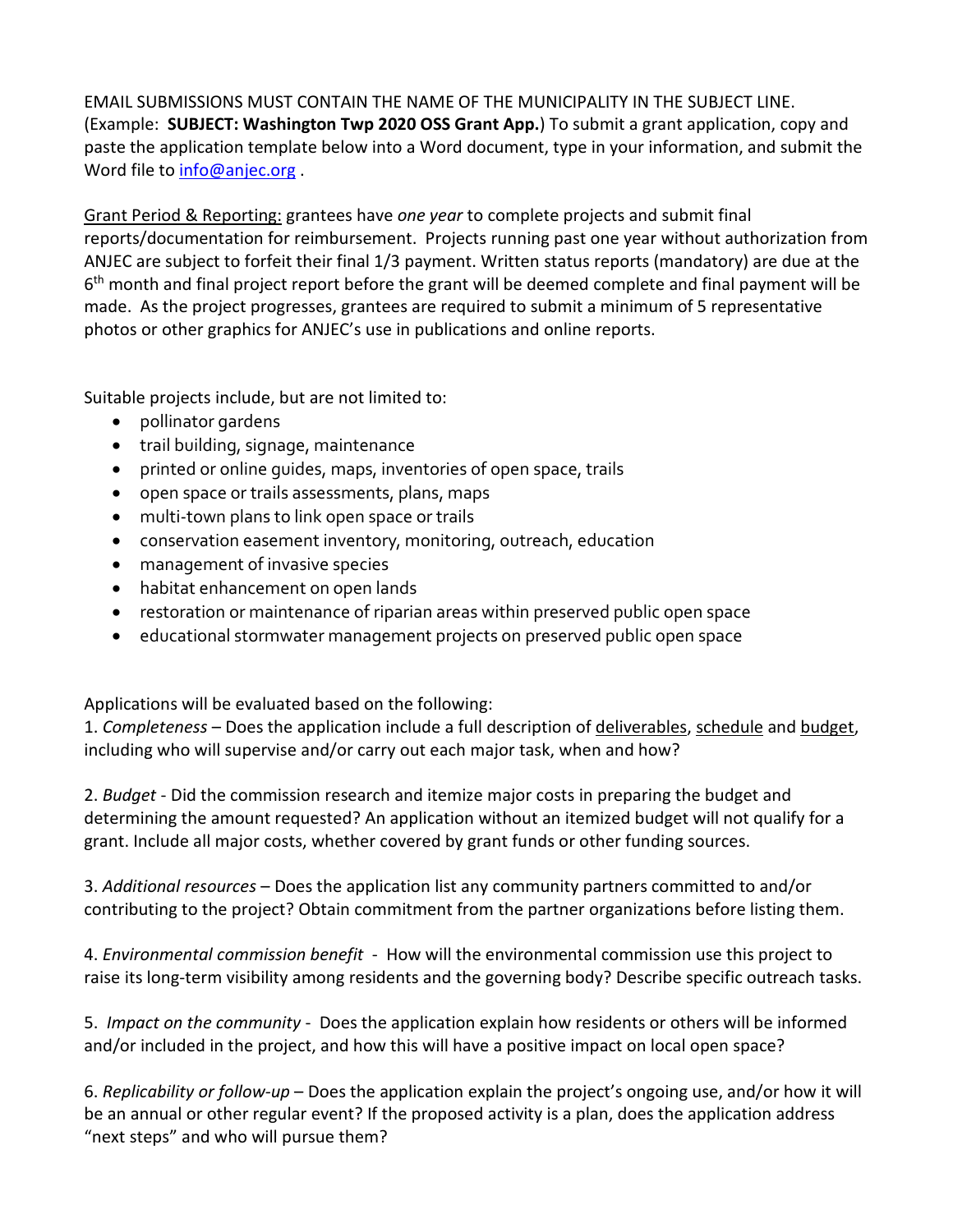EMAIL SUBMISSIONS MUST CONTAIN THE NAME OF THE MUNICIPALITY IN THE SUBJECT LINE. (Example: **SUBJECT: Washington Twp 2020 OSS Grant App.**) To submit a grant application, copy and paste the application template below into a Word document, type in your information, and submit the Word file to info@anjec.org .

Grant Period & Reporting: grantees have *one year* to complete projects and submit final reports/documentation for reimbursement. Projects running past one year without authorization from ANJEC are subject to forfeit their final 1/3 payment. Written status reports (mandatory) are due at the 6th month and final project report before the grant will be deemed complete and final payment will be made. As the project progresses, grantees are required to submit a minimum of 5 representative photos or other graphics for ANJEC's use in publications and online reports.

Suitable projects include, but are not limited to:

- pollinator gardens
- trail building, signage, maintenance
- printed or online guides, maps, inventories of open space, trails
- open space or trails assessments, plans, maps
- multi-town plans to link open space or trails
- conservation easement inventory, monitoring, outreach, education
- management of invasive species
- habitat enhancement on open lands
- restoration or maintenance of riparian areas within preserved public open space
- educational stormwater management projects on preserved public open space

Applications will be evaluated based on the following:

1. *Completeness* – Does the application include a full description of deliverables, schedule and budget, including who will supervise and/or carry out each major task, when and how?

2. *Budget* - Did the commission research and itemize major costs in preparing the budget and determining the amount requested? An application without an itemized budget will not qualify for a grant. Include all major costs, whether covered by grant funds or other funding sources.

3. *Additional resources* – Does the application list any community partners committed to and/or contributing to the project? Obtain commitment from the partner organizations before listing them.

4. *Environmental commission benefit* - How will the environmental commission use this project to raise its long-term visibility among residents and the governing body? Describe specific outreach tasks.

5. *Impact on the community* - Does the application explain how residents or others will be informed and/or included in the project, and how this will have a positive impact on local open space?

6. *Replicability or follow-up* – Does the application explain the project's ongoing use, and/or how it will be an annual or other regular event? If the proposed activity is a plan, does the application address "next steps" and who will pursue them?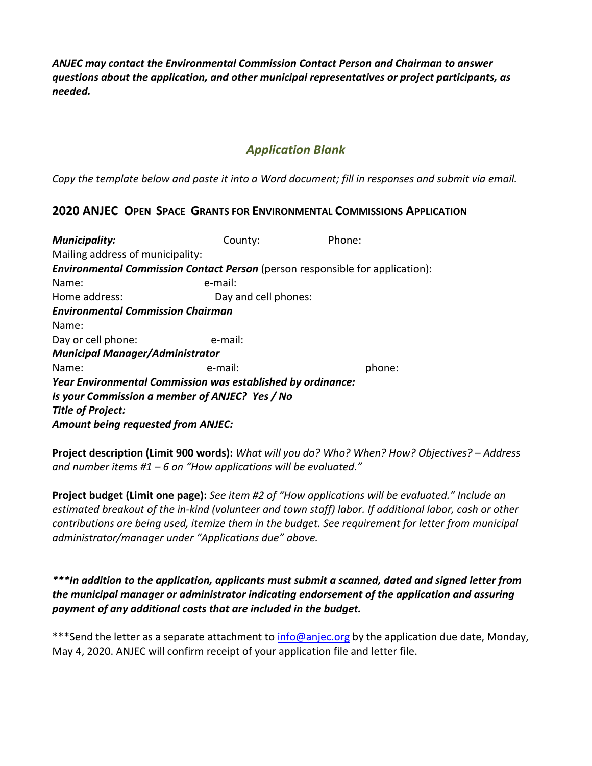***ANJEC may contact the Environmental Commission Contact Person and Chairman to answer questions about the application, and other municipal representatives or project participants, as needed.***

## *Application Blank*

*Copy the template below and paste it into a Word document; fill in responses and submit via email.*

### 2020 ANJEC Open Space Grants for Environmental Commissions Application

***Municipality:*** County: Phone:
Mailing address of municipality:
***Environmental Commission Contact Person*** (person responsible for application):
Name: e-mail:
Home address: Day and cell phones:
***Environmental Commission Chairman***
Name:
Day or cell phone: e-mail:
***Municipal Manager/Administrator***
Name: e-mail: phone:
***Year Environmental Commission was established by ordinance:***
***Is your Commission a member of ANJEC? Yes / No***
***Title of Project:***
***Amount being requested from ANJEC:***

**Project description (Limit 900 words):** *What will you do? Who? When? How? Objectives? – Address and number items #1 – 6 on "How applications will be evaluated."*

**Project budget (Limit one page):** *See item #2 of "How applications will be evaluated." Include an estimated breakout of the in-kind (volunteer and town staff) labor. If additional labor, cash or other contributions are being used, itemize them in the budget. See requirement for letter from municipal administrator/manager under "Applications due" above.*

***\*\*\*In addition to the application, applicants must submit a scanned, dated and signed letter from the municipal manager or administrator indicating endorsement of the application and assuring payment of any additional costs that are included in the budget.***

\*\*\*Send the letter as a separate attachment to info@anjec.org by the application due date, Monday, May 4, 2020. ANJEC will confirm receipt of your application file and letter file.